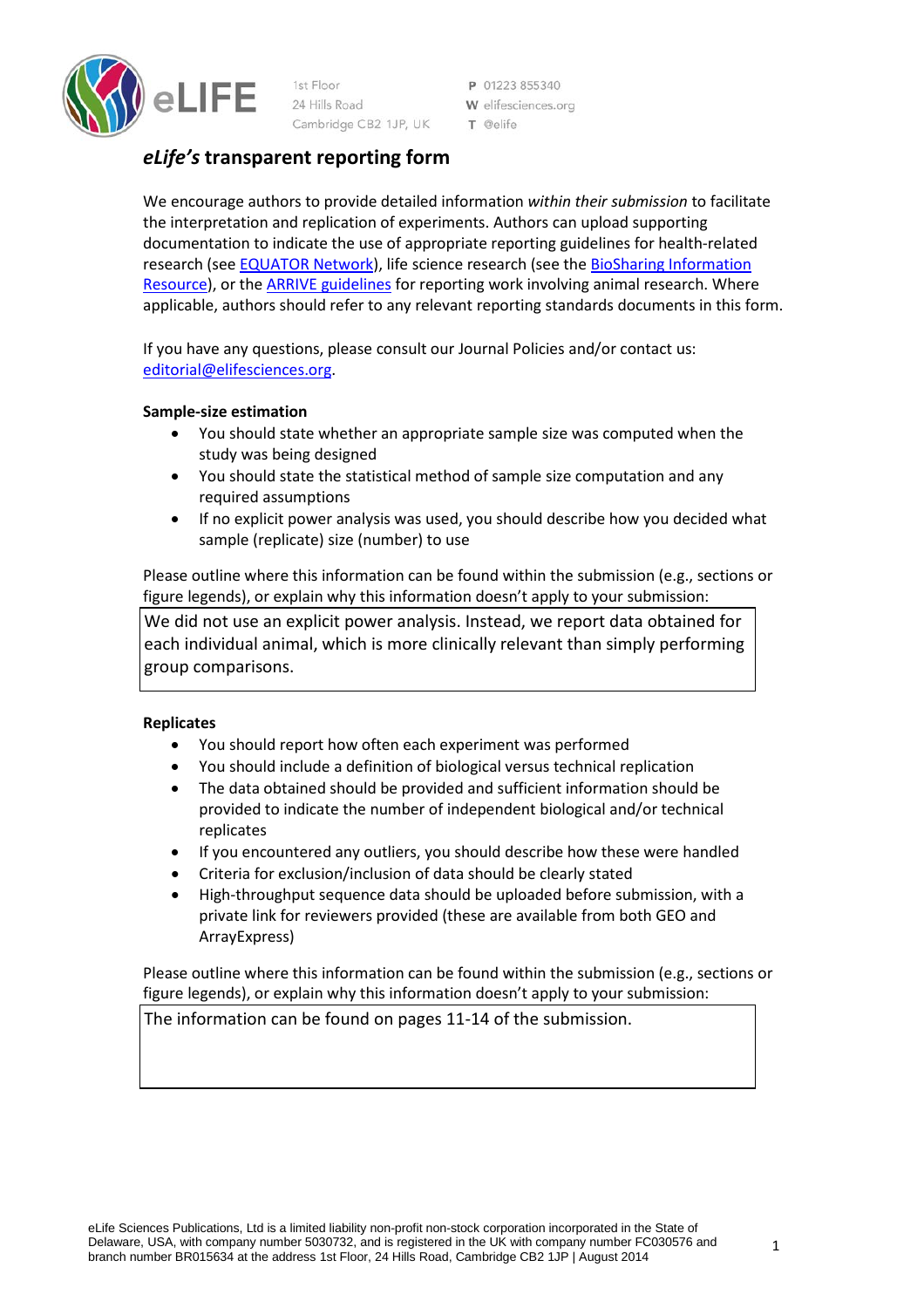1st Floor
24 Hills Road
Cambridge CB2 1JP, UK

P 01223 855340
W elifesciences.org
T @elife

# *eLife's* transparent reporting form

We encourage authors to provide detailed information *within their submission* to facilitate the interpretation and replication of experiments. Authors can upload supporting documentation to indicate the use of appropriate reporting guidelines for health-related research (see EQUATOR Network), life science research (see the BioSharing Information Resource), or the ARRIVE guidelines for reporting work involving animal research. Where applicable, authors should refer to any relevant reporting standards documents in this form.

If you have any questions, please consult our Journal Policies and/or contact us: editorial@elifesciences.org.

**Sample-size estimation**

- You should state whether an appropriate sample size was computed when the study was being designed
- You should state the statistical method of sample size computation and any required assumptions
- If no explicit power analysis was used, you should describe how you decided what sample (replicate) size (number) to use

Please outline where this information can be found within the submission (e.g., sections or figure legends), or explain why this information doesn't apply to your submission:

We did not use an explicit power analysis. Instead, we report data obtained for each individual animal, which is more clinically relevant than simply performing group comparisons.

**Replicates**

- You should report how often each experiment was performed
- You should include a definition of biological versus technical replication
- The data obtained should be provided and sufficient information should be provided to indicate the number of independent biological and/or technical replicates
- If you encountered any outliers, you should describe how these were handled
- Criteria for exclusion/inclusion of data should be clearly stated
- High-throughput sequence data should be uploaded before submission, with a private link for reviewers provided (these are available from both GEO and ArrayExpress)

Please outline where this information can be found within the submission (e.g., sections or figure legends), or explain why this information doesn't apply to your submission:

The information can be found on pages 11-14 of the submission.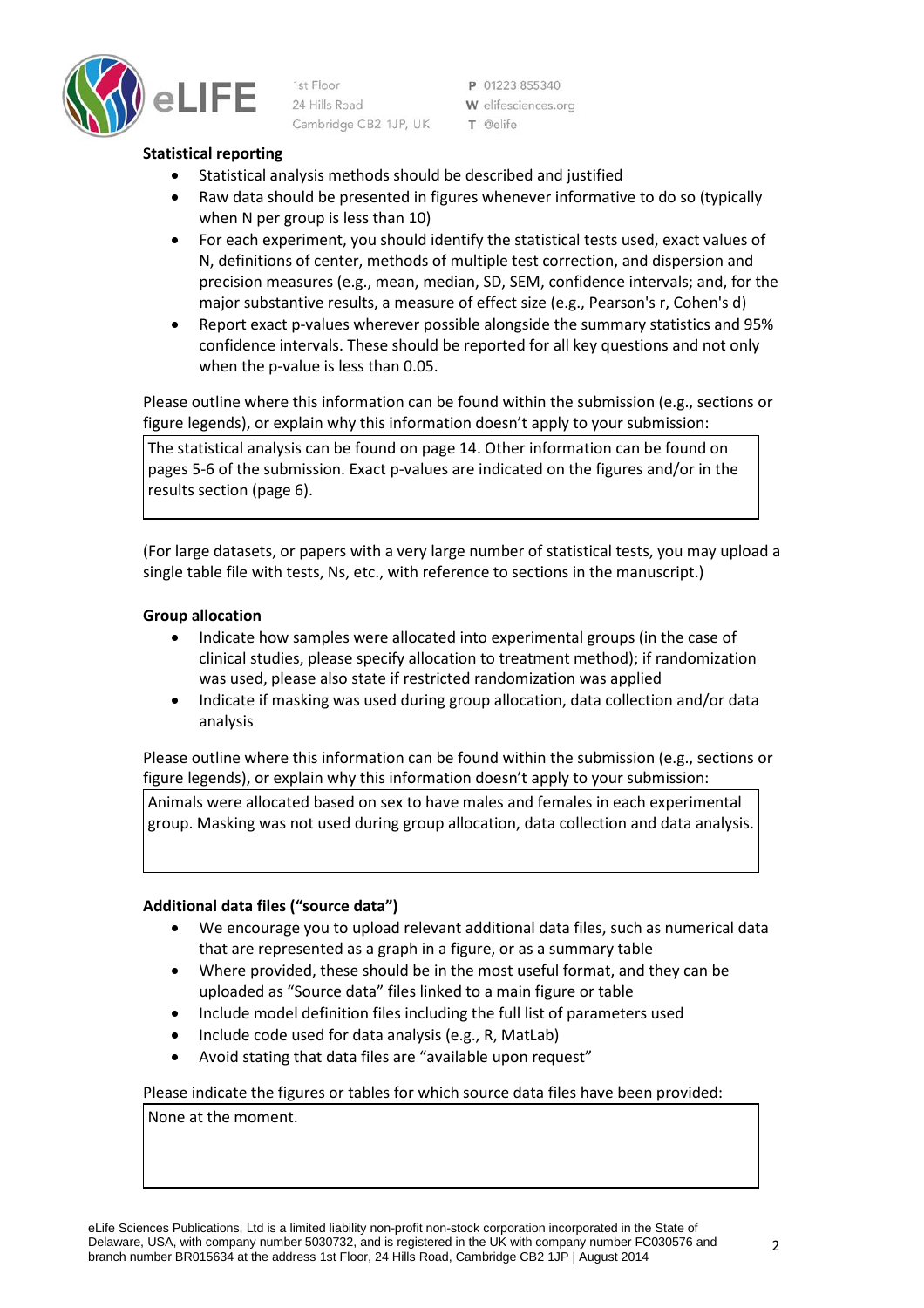**Statistical reporting**

- Statistical analysis methods should be described and justified
- Raw data should be presented in figures whenever informative to do so (typically when N per group is less than 10)
- For each experiment, you should identify the statistical tests used, exact values of N, definitions of center, methods of multiple test correction, and dispersion and precision measures (e.g., mean, median, SD, SEM, confidence intervals; and, for the major substantive results, a measure of effect size (e.g., Pearson's r, Cohen's d)
- Report exact p-values wherever possible alongside the summary statistics and 95% confidence intervals. These should be reported for all key questions and not only when the p-value is less than 0.05.

Please outline where this information can be found within the submission (e.g., sections or figure legends), or explain why this information doesn't apply to your submission:

The statistical analysis can be found on page 14. Other information can be found on pages 5-6 of the submission. Exact p-values are indicated on the figures and/or in the results section (page 6).

(For large datasets, or papers with a very large number of statistical tests, you may upload a single table file with tests, Ns, etc., with reference to sections in the manuscript.)

**Group allocation**

- Indicate how samples were allocated into experimental groups (in the case of clinical studies, please specify allocation to treatment method); if randomization was used, please also state if restricted randomization was applied
- Indicate if masking was used during group allocation, data collection and/or data analysis

Please outline where this information can be found within the submission (e.g., sections or figure legends), or explain why this information doesn't apply to your submission:

Animals were allocated based on sex to have males and females in each experimental group. Masking was not used during group allocation, data collection and data analysis.

**Additional data files ("source data")**

- We encourage you to upload relevant additional data files, such as numerical data that are represented as a graph in a figure, or as a summary table
- Where provided, these should be in the most useful format, and they can be uploaded as "Source data" files linked to a main figure or table
- Include model definition files including the full list of parameters used
- Include code used for data analysis (e.g., R, MatLab)
- Avoid stating that data files are "available upon request"

Please indicate the figures or tables for which source data files have been provided:

None at the moment.